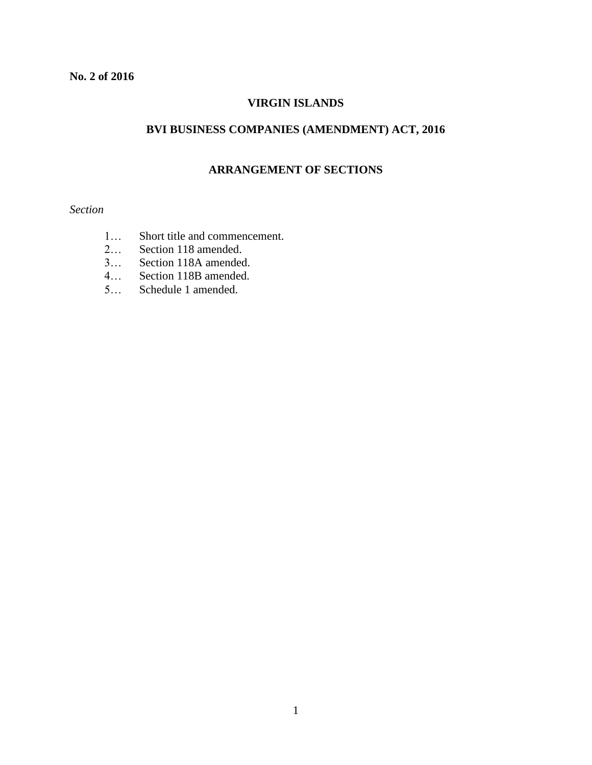**No. 2 of 2016**

# VIRGIN ISLANDS

## BVI BUSINESS COMPANIES (AMENDMENT) ACT, 2016

### ARRANGEMENT OF SECTIONS

*Section*

1… Short title and commencement.
2… Section 118 amended.
3… Section 118A amended.
4… Section 118B amended.
5… Schedule 1 amended.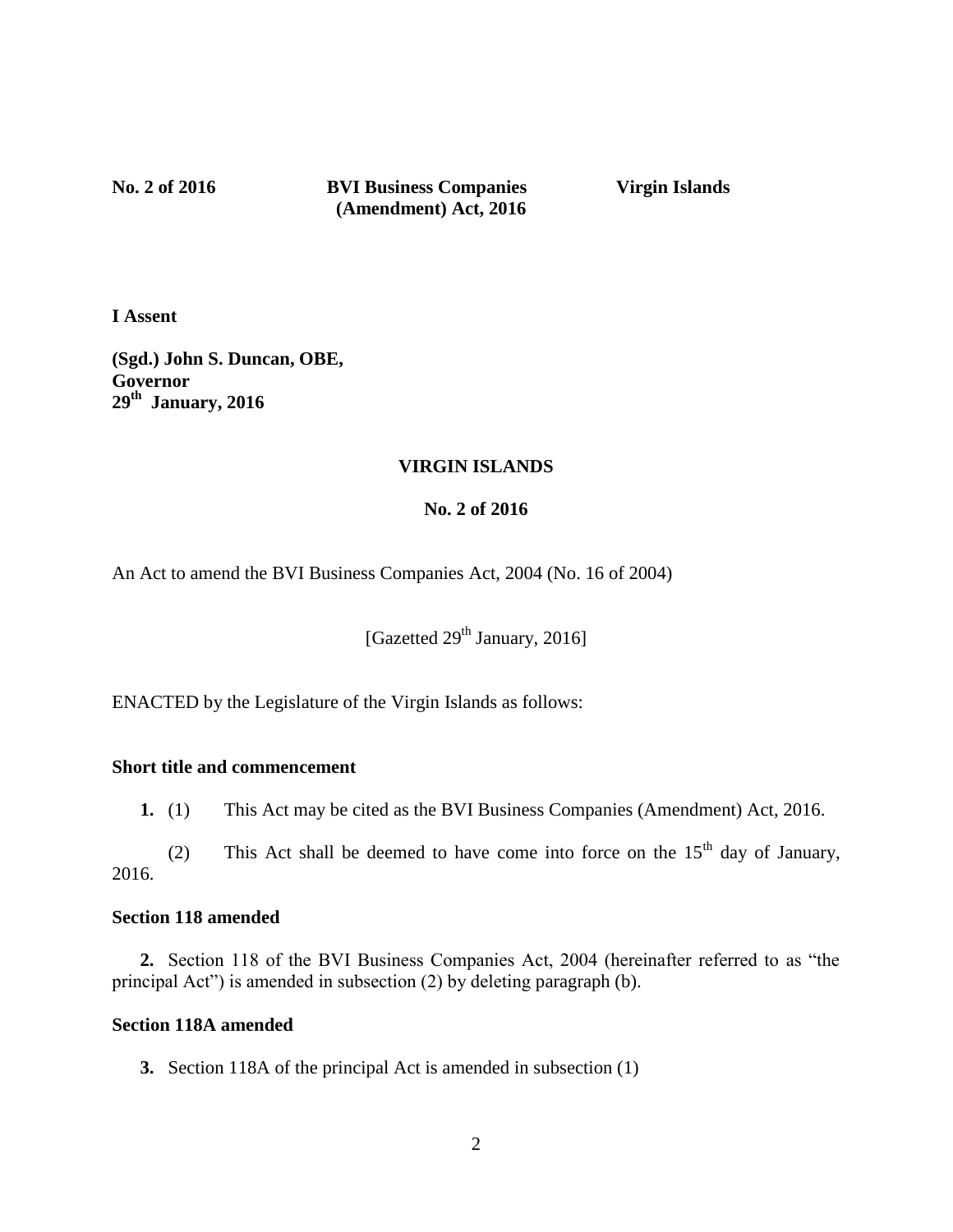**No. 2 of 2016** **BVI Business Companies (Amendment) Act, 2016** **Virgin Islands**

**I Assent**

**(Sgd.) John S. Duncan, OBE,**
**Governor**
**29th January, 2016**

## VIRGIN ISLANDS

## No. 2 of 2016

An Act to amend the BVI Business Companies Act, 2004 (No. 16 of 2004)

[Gazetted 29th January, 2016]

ENACTED by the Legislature of the Virgin Islands as follows:

### Short title and commencement

**1.** (1) This Act may be cited as the BVI Business Companies (Amendment) Act, 2016.

(2) This Act shall be deemed to have come into force on the 15th day of January, 2016.

### Section 118 amended

**2.** Section 118 of the BVI Business Companies Act, 2004 (hereinafter referred to as "the principal Act") is amended in subsection (2) by deleting paragraph (b).

### Section 118A amended

**3.** Section 118A of the principal Act is amended in subsection (1)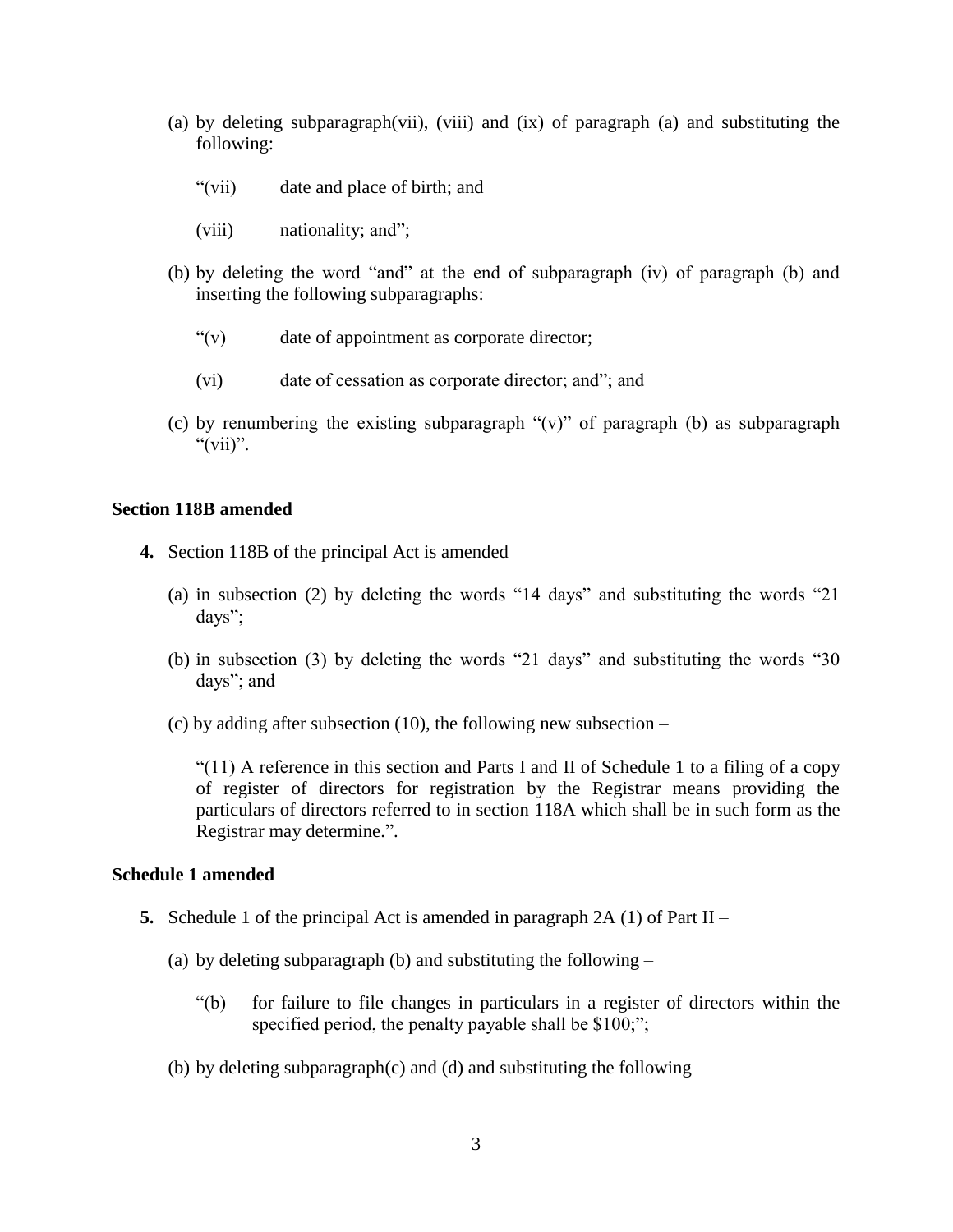(a) by deleting subparagraph(vii), (viii) and (ix) of paragraph (a) and substituting the following:

"(vii) date and place of birth; and

(viii) nationality; and";

(b) by deleting the word "and" at the end of subparagraph (iv) of paragraph (b) and inserting the following subparagraphs:

"(v) date of appointment as corporate director;

(vi) date of cessation as corporate director; and"; and

(c) by renumbering the existing subparagraph "(v)" of paragraph (b) as subparagraph "(vii)".

**Section 118B amended**

**4.** Section 118B of the principal Act is amended

(a) in subsection (2) by deleting the words "14 days" and substituting the words "21 days";

(b) in subsection (3) by deleting the words "21 days" and substituting the words "30 days"; and

(c) by adding after subsection (10), the following new subsection –

"(11) A reference in this section and Parts I and II of Schedule 1 to a filing of a copy of register of directors for registration by the Registrar means providing the particulars of directors referred to in section 118A which shall be in such form as the Registrar may determine.".

**Schedule 1 amended**

**5.** Schedule 1 of the principal Act is amended in paragraph 2A (1) of Part II –

(a) by deleting subparagraph (b) and substituting the following –

"(b) for failure to file changes in particulars in a register of directors within the specified period, the penalty payable shall be $100;";

(b) by deleting subparagraph(c) and (d) and substituting the following –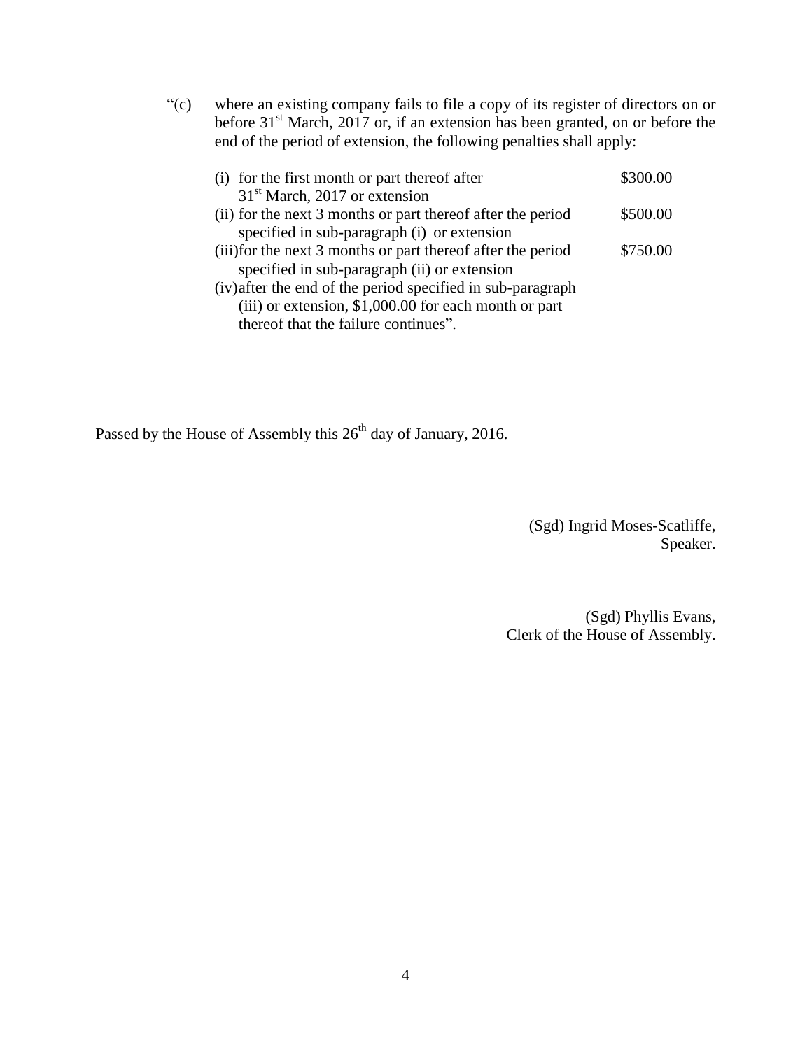"(c) where an existing company fails to file a copy of its register of directors on or before 31st March, 2017 or, if an extension has been granted, on or before the end of the period of extension, the following penalties shall apply:

| | |
|---|---|
| (i) for the first month or part thereof after 31st March, 2017 or extension | \$300.00 |
| (ii) for the next 3 months or part thereof after the period specified in sub-paragraph (i) or extension | \$500.00 |
| (iii) for the next 3 months or part thereof after the period specified in sub-paragraph (ii) or extension | \$750.00 |

(iv) after the end of the period specified in sub-paragraph (iii) or extension, \$1,000.00 for each month or part thereof that the failure continues".

Passed by the House of Assembly this 26th day of January, 2016.

(Sgd) Ingrid Moses-Scatliffe,
Speaker.

(Sgd) Phyllis Evans,
Clerk of the House of Assembly.